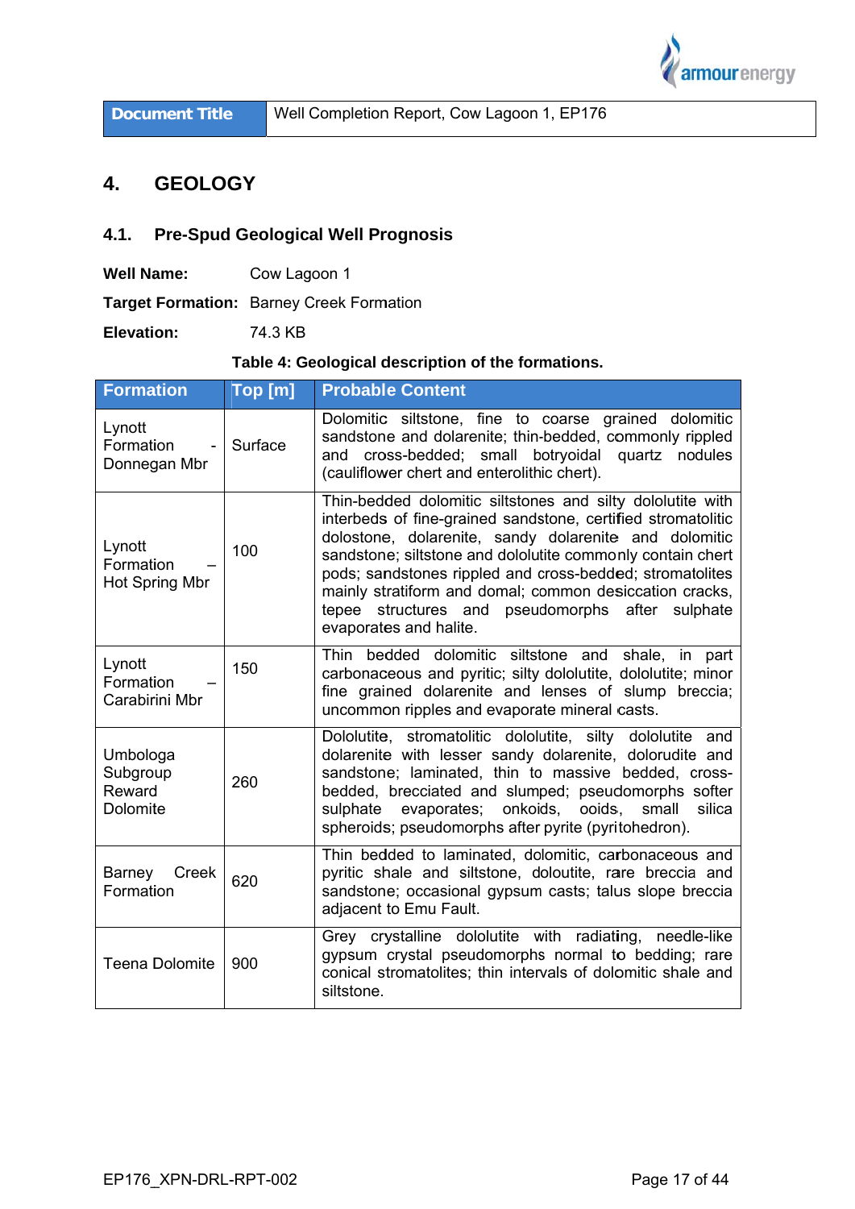| Document Title | Well Completion Report, Cow Lagoon 1, EP176 |
|---|---|

# 4. GEOLOGY

## 4.1. Pre-Spud Geological Well Prognosis

**Well Name:** Cow Lagoon 1

**Target Formation:** Barney Creek Formation

**Elevation:** 74.3 KB

**Table 4: Geological description of the formations.**

| Formation | Top [m] | Probable Content |
|---|---|---|
| Lynott Formation - Donnegan Mbr | Surface | Dolomitic siltstone, fine to coarse grained dolomitic sandstone and dolarenite; thin-bedded, commonly rippled and cross-bedded; small botryoidal quartz nodules (cauliflower chert and enterolithic chert). |
| Lynott Formation – Hot Spring Mbr | 100 | Thin-bedded dolomitic siltstones and silty dololutite with interbeds of fine-grained sandstone, certified stromatolitic dolostone, dolarenite, sandy dolarenite and dolomitic sandstone; siltstone and dololutite commonly contain chert pods; sandstones rippled and cross-bedded; stromatolites mainly stratiform and domal; common desiccation cracks, tepee structures and pseudomorphs after sulphate evaporates and halite. |
| Lynott Formation – Carabirini Mbr | 150 | Thin bedded dolomitic siltstone and shale, in part carbonaceous and pyritic; silty dololutite, dololutite; minor fine grained dolarenite and lenses of slump breccia; uncommon ripples and evaporate mineral casts. |
| Umbologa Subgroup Reward Dolomite | 260 | Dololutite, stromatolitic dololutite, silty dololutite and dolarenite with lesser sandy dolarenite, dolorudite and sandstone; laminated, thin to massive bedded, cross-bedded, brecciated and slumped; pseudomorphs softer sulphate evaporates; onkoids, ooids, small silica spheroids; pseudomorphs after pyrite (pyritohedron). |
| Barney Creek Formation | 620 | Thin bedded to laminated, dolomitic, carbonaceous and pyritic shale and siltstone, doloutite, rare breccia and sandstone; occasional gypsum casts; talus slope breccia adjacent to Emu Fault. |
| Teena Dolomite | 900 | Grey crystalline dololutite with radiating, needle-like gypsum crystal pseudomorphs normal to bedding; rare conical stromatolites; thin intervals of dolomitic shale and siltstone. |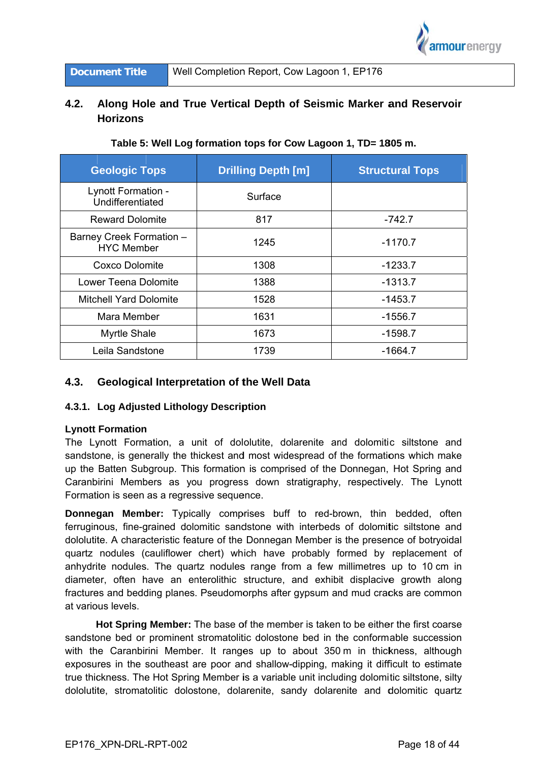| Document Title | Well Completion Report, Cow Lagoon 1, EP176 |
|---|---|

## 4.2. Along Hole and True Vertical Depth of Seismic Marker and Reservoir Horizons

**Table 5: Well Log formation tops for Cow Lagoon 1, TD= 1805 m.**

| Geologic Tops | Drilling Depth [m] | Structural Tops |
|---|---|---|
| Lynott Formation - Undifferentiated | Surface | |
| Reward Dolomite | 817 | -742.7 |
| Barney Creek Formation – HYC Member | 1245 | -1170.7 |
| Coxco Dolomite | 1308 | -1233.7 |
| Lower Teena Dolomite | 1388 | -1313.7 |
| Mitchell Yard Dolomite | 1528 | -1453.7 |
| Mara Member | 1631 | -1556.7 |
| Myrtle Shale | 1673 | -1598.7 |
| Leila Sandstone | 1739 | -1664.7 |

## 4.3. Geological Interpretation of the Well Data

### 4.3.1. Log Adjusted Lithology Description

**Lynott Formation**

The Lynott Formation, a unit of dololutite, dolarenite and dolomitic siltstone and sandstone, is generally the thickest and most widespread of the formations which make up the Batten Subgroup. This formation is comprised of the Donnegan, Hot Spring and Caranbirini Members as you progress down stratigraphy, respectively. The Lynott Formation is seen as a regressive sequence.

**Donnegan Member:** Typically comprises buff to red-brown, thin bedded, often ferruginous, fine-grained dolomitic sandstone with interbeds of dolomitic siltstone and dololutite. A characteristic feature of the Donnegan Member is the presence of botryoidal quartz nodules (cauliflower chert) which have probably formed by replacement of anhydrite nodules. The quartz nodules range from a few millimetres up to 10 cm in diameter, often have an enterolithic structure, and exhibit displacive growth along fractures and bedding planes. Pseudomorphs after gypsum and mud cracks are common at various levels.

**Hot Spring Member:** The base of the member is taken to be either the first coarse sandstone bed or prominent stromatolitic dolostone bed in the conformable succession with the Caranbirini Member. It ranges up to about 350 m in thickness, although exposures in the southeast are poor and shallow-dipping, making it difficult to estimate true thickness. The Hot Spring Member is a variable unit including dolomitic siltstone, silty dololutite, stromatolitic dolostone, dolarenite, sandy dolarenite and dolomitic quartz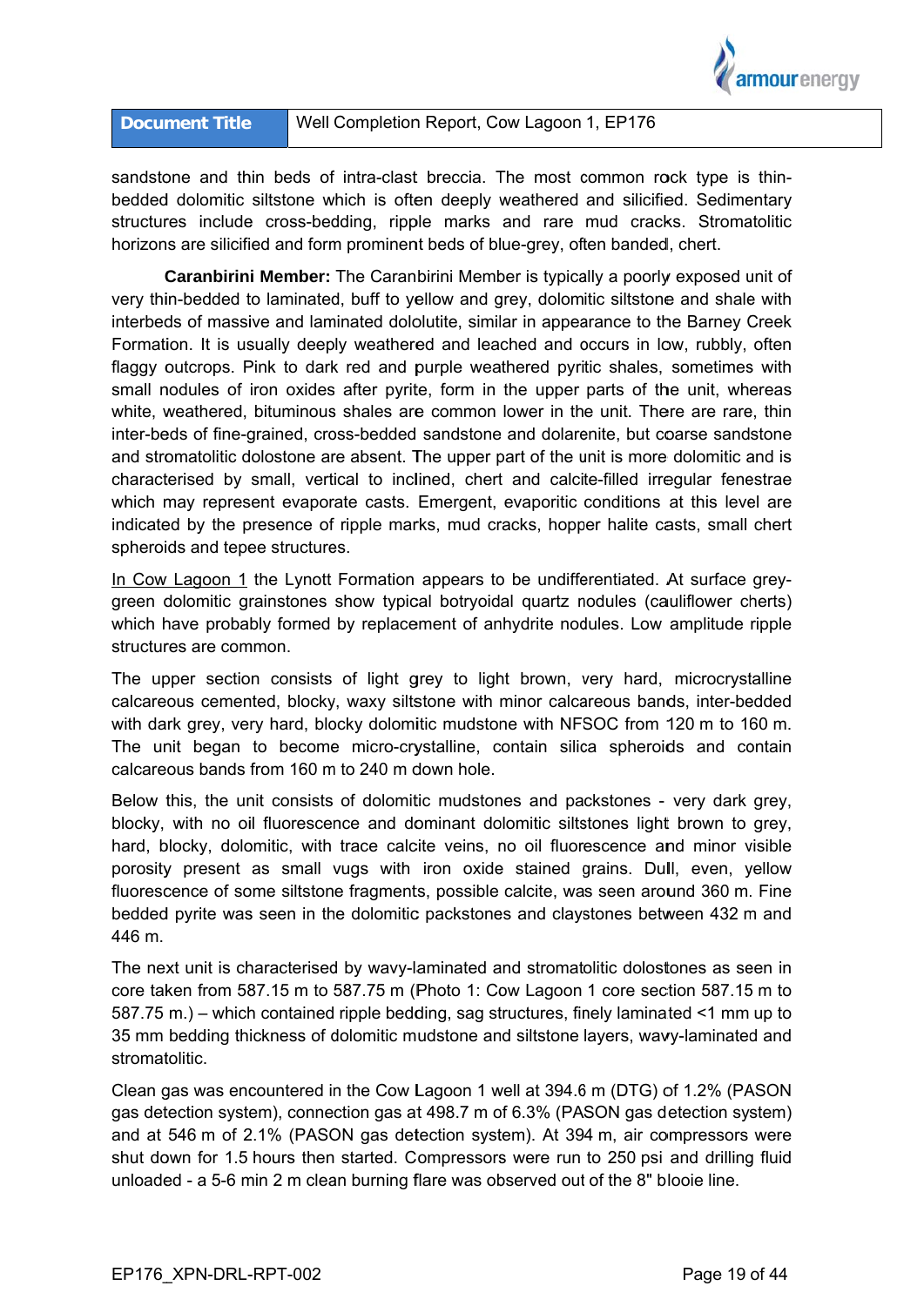sandstone and thin beds of intra-clast breccia. The most common rock type is thin-bedded dolomitic siltstone which is often deeply weathered and silicified. Sedimentary structures include cross-bedding, ripple marks and rare mud cracks. Stromatolitic horizons are silicified and form prominent beds of blue-grey, often banded, chert.

**Caranbirini Member:** The Caranbirini Member is typically a poorly exposed unit of very thin-bedded to laminated, buff to yellow and grey, dolomitic siltstone and shale with interbeds of massive and laminated dololutite, similar in appearance to the Barney Creek Formation. It is usually deeply weathered and leached and occurs in low, rubbly, often flaggy outcrops. Pink to dark red and purple weathered pyritic shales, sometimes with small nodules of iron oxides after pyrite, form in the upper parts of the unit, whereas white, weathered, bituminous shales are common lower in the unit. There are rare, thin inter-beds of fine-grained, cross-bedded sandstone and dolarenite, but coarse sandstone and stromatolitic dolostone are absent. The upper part of the unit is more dolomitic and is characterised by small, vertical to inclined, chert and calcite-filled irregular fenestrae which may represent evaporate casts. Emergent, evaporitic conditions at this level are indicated by the presence of ripple marks, mud cracks, hopper halite casts, small chert spheroids and tepee structures.

In Cow Lagoon 1 the Lynott Formation appears to be undifferentiated. At surface grey-green dolomitic grainstones show typical botryoidal quartz nodules (cauliflower cherts) which have probably formed by replacement of anhydrite nodules. Low amplitude ripple structures are common.

The upper section consists of light grey to light brown, very hard, microcrystalline calcareous cemented, blocky, waxy siltstone with minor calcareous bands, inter-bedded with dark grey, very hard, blocky dolomitic mudstone with NFSOC from 120 m to 160 m. The unit began to become micro-crystalline, contain silica spheroids and contain calcareous bands from 160 m to 240 m down hole.

Below this, the unit consists of dolomitic mudstones and packstones - very dark grey, blocky, with no oil fluorescence and dominant dolomitic siltstones light brown to grey, hard, blocky, dolomitic, with trace calcite veins, no oil fluorescence and minor visible porosity present as small vugs with iron oxide stained grains. Dull, even, yellow fluorescence of some siltstone fragments, possible calcite, was seen around 360 m. Fine bedded pyrite was seen in the dolomitic packstones and claystones between 432 m and 446 m.

The next unit is characterised by wavy-laminated and stromatolitic dolostones as seen in core taken from 587.15 m to 587.75 m (Photo 1: Cow Lagoon 1 core section 587.15 m to 587.75 m.) – which contained ripple bedding, sag structures, finely laminated <1 mm up to 35 mm bedding thickness of dolomitic mudstone and siltstone layers, wavy-laminated and stromatolitic.

Clean gas was encountered in the Cow Lagoon 1 well at 394.6 m (DTG) of 1.2% (PASON gas detection system), connection gas at 498.7 m of 6.3% (PASON gas detection system) and at 546 m of 2.1% (PASON gas detection system). At 394 m, air compressors were shut down for 1.5 hours then started. Compressors were run to 250 psi and drilling fluid unloaded - a 5-6 min 2 m clean burning flare was observed out of the 8" blooie line.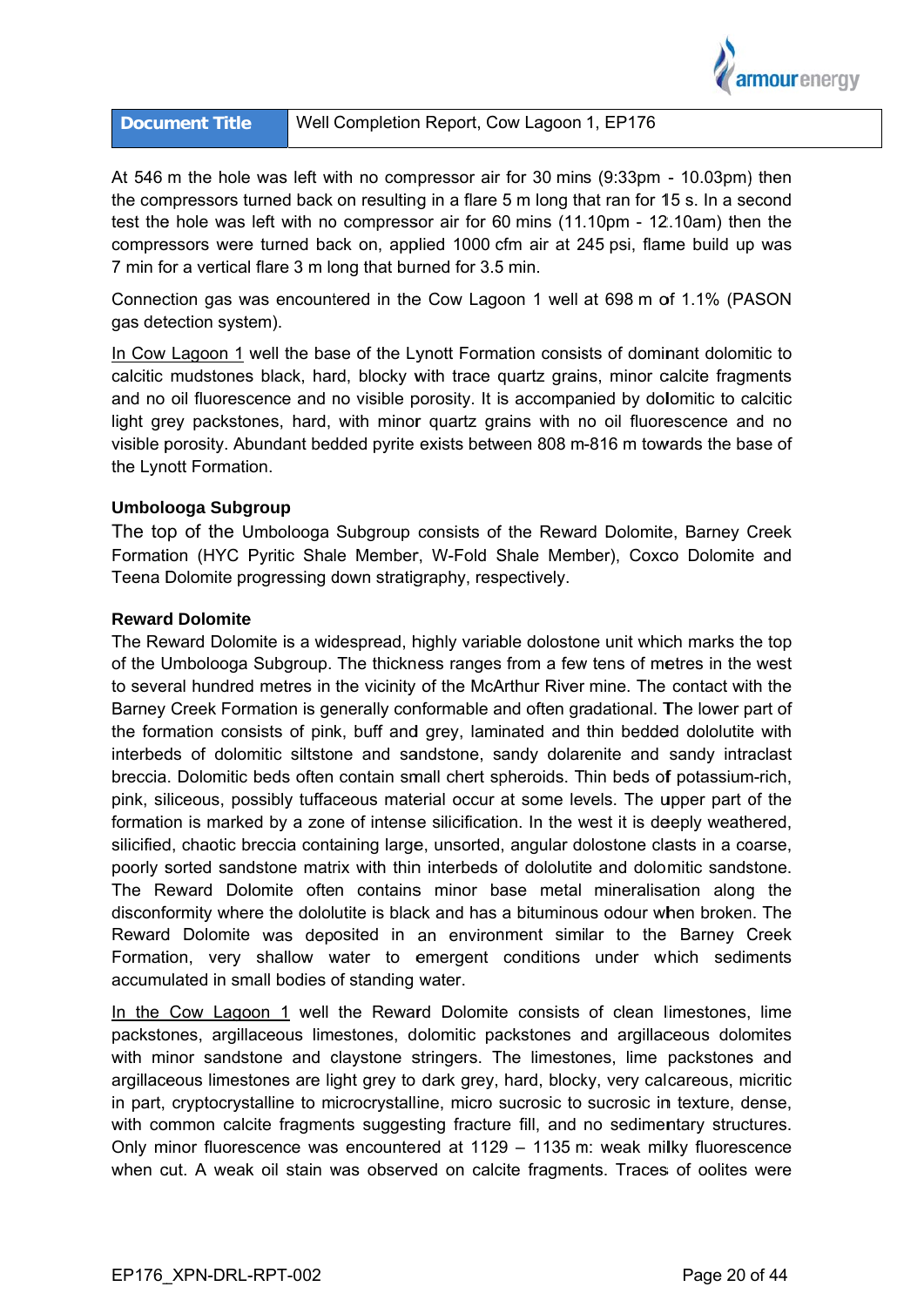At 546 m the hole was left with no compressor air for 30 mins (9:33pm - 10.03pm) then the compressors turned back on resulting in a flare 5 m long that ran for 15 s. In a second test the hole was left with no compressor air for 60 mins (11.10pm - 12.10am) then the compressors were turned back on, applied 1000 cfm air at 245 psi, flame build up was 7 min for a vertical flare 3 m long that burned for 3.5 min.

Connection gas was encountered in the Cow Lagoon 1 well at 698 m of 1.1% (PASON gas detection system).

In Cow Lagoon 1 well the base of the Lynott Formation consists of dominant dolomitic to calcitic mudstones black, hard, blocky with trace quartz grains, minor calcite fragments and no oil fluorescence and no visible porosity. It is accompanied by dolomitic to calcitic light grey packstones, hard, with minor quartz grains with no oil fluorescence and no visible porosity. Abundant bedded pyrite exists between 808 m-816 m towards the base of the Lynott Formation.

**Umbolooga Subgroup**

The top of the Umbolooga Subgroup consists of the Reward Dolomite, Barney Creek Formation (HYC Pyritic Shale Member, W-Fold Shale Member), Coxco Dolomite and Teena Dolomite progressing down stratigraphy, respectively.

**Reward Dolomite**

The Reward Dolomite is a widespread, highly variable dolostone unit which marks the top of the Umbolooga Subgroup. The thickness ranges from a few tens of metres in the west to several hundred metres in the vicinity of the McArthur River mine. The contact with the Barney Creek Formation is generally conformable and often gradational. The lower part of the formation consists of pink, buff and grey, laminated and thin bedded dololutite with interbeds of dolomitic siltstone and sandstone, sandy dolarenite and sandy intraclast breccia. Dolomitic beds often contain small chert spheroids. Thin beds of potassium-rich, pink, siliceous, possibly tuffaceous material occur at some levels. The upper part of the formation is marked by a zone of intense silicification. In the west it is deeply weathered, silicified, chaotic breccia containing large, unsorted, angular dolostone clasts in a coarse, poorly sorted sandstone matrix with thin interbeds of dololutite and dolomitic sandstone. The Reward Dolomite often contains minor base metal mineralisation along the disconformity where the dololutite is black and has a bituminous odour when broken. The Reward Dolomite was deposited in an environment similar to the Barney Creek Formation, very shallow water to emergent conditions under which sediments accumulated in small bodies of standing water.

In the Cow Lagoon 1 well the Reward Dolomite consists of clean limestones, lime packstones, argillaceous limestones, dolomitic packstones and argillaceous dolomites with minor sandstone and claystone stringers. The limestones, lime packstones and argillaceous limestones are light grey to dark grey, hard, blocky, very calcareous, micritic in part, cryptocrystalline to microcrystalline, micro sucrosic to sucrosic in texture, dense, with common calcite fragments suggesting fracture fill, and no sedimentary structures. Only minor fluorescence was encountered at 1129 – 1135 m: weak milky fluorescence when cut. A weak oil stain was observed on calcite fragments. Traces of oolites were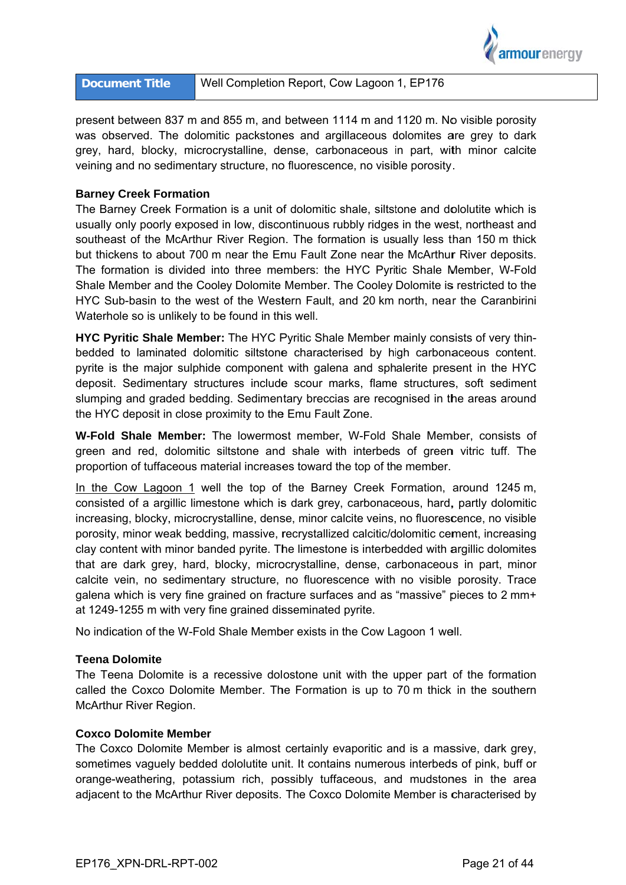present between 837 m and 855 m, and between 1114 m and 1120 m. No visible porosity was observed. The dolomitic packstones and argillaceous dolomites are grey to dark grey, hard, blocky, microcrystalline, dense, carbonaceous in part, with minor calcite veining and no sedimentary structure, no fluorescence, no visible porosity.

### Barney Creek Formation

The Barney Creek Formation is a unit of dolomitic shale, siltstone and dololutite which is usually only poorly exposed in low, discontinuous rubbly ridges in the west, northeast and southeast of the McArthur River Region. The formation is usually less than 150 m thick but thickens to about 700 m near the Emu Fault Zone near the McArthur River deposits. The formation is divided into three members: the HYC Pyritic Shale Member, W-Fold Shale Member and the Cooley Dolomite Member. The Cooley Dolomite is restricted to the HYC Sub-basin to the west of the Western Fault, and 20 km north, near the Caranbirini Waterhole so is unlikely to be found in this well.

**HYC Pyritic Shale Member:** The HYC Pyritic Shale Member mainly consists of very thin-bedded to laminated dolomitic siltstone characterised by high carbonaceous content. pyrite is the major sulphide component with galena and sphalerite present in the HYC deposit. Sedimentary structures include scour marks, flame structures, soft sediment slumping and graded bedding. Sedimentary breccias are recognised in the areas around the HYC deposit in close proximity to the Emu Fault Zone.

**W-Fold Shale Member:** The lowermost member, W-Fold Shale Member, consists of green and red, dolomitic siltstone and shale with interbeds of green vitric tuff. The proportion of tuffaceous material increases toward the top of the member.

<u>In the Cow Lagoon 1</u> well the top of the Barney Creek Formation, around 1245 m, consisted of a argillic limestone which is dark grey, carbonaceous, hard, partly dolomitic increasing, blocky, microcrystalline, dense, minor calcite veins, no fluorescence, no visible porosity, minor weak bedding, massive, recrystallized calcitic/dolomitic cement, increasing clay content with minor banded pyrite. The limestone is interbedded with argillic dolomites that are dark grey, hard, blocky, microcrystalline, dense, carbonaceous in part, minor calcite vein, no sedimentary structure, no fluorescence with no visible porosity. Trace galena which is very fine grained on fracture surfaces and as "massive" pieces to 2 mm+ at 1249-1255 m with very fine grained disseminated pyrite.

No indication of the W-Fold Shale Member exists in the Cow Lagoon 1 well.

### Teena Dolomite

The Teena Dolomite is a recessive dolostone unit with the upper part of the formation called the Coxco Dolomite Member. The Formation is up to 70 m thick in the southern McArthur River Region.

### Coxco Dolomite Member

The Coxco Dolomite Member is almost certainly evaporitic and is a massive, dark grey, sometimes vaguely bedded dololutite unit. It contains numerous interbeds of pink, buff or orange-weathering, potassium rich, possibly tuffaceous, and mudstones in the area adjacent to the McArthur River deposits. The Coxco Dolomite Member is characterised by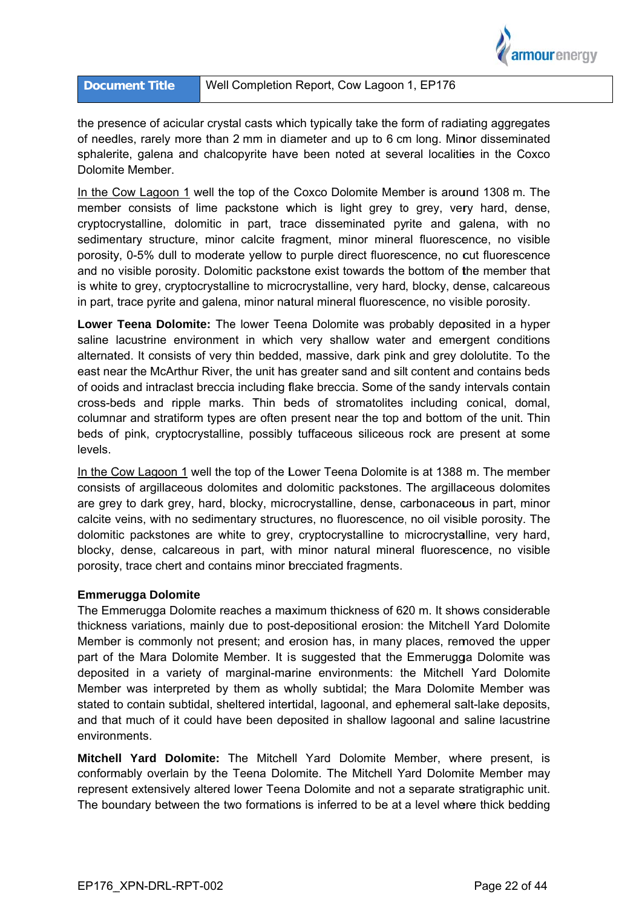the presence of acicular crystal casts which typically take the form of radiating aggregates of needles, rarely more than 2 mm in diameter and up to 6 cm long. Minor disseminated sphalerite, galena and chalcopyrite have been noted at several localities in the Coxco Dolomite Member.

In the Cow Lagoon 1 well the top of the Coxco Dolomite Member is around 1308 m. The member consists of lime packstone which is light grey to grey, very hard, dense, cryptocrystalline, dolomitic in part, trace disseminated pyrite and galena, with no sedimentary structure, minor calcite fragment, minor mineral fluorescence, no visible porosity, 0-5% dull to moderate yellow to purple direct fluorescence, no cut fluorescence and no visible porosity. Dolomitic packstone exist towards the bottom of the member that is white to grey, cryptocrystalline to microcrystalline, very hard, blocky, dense, calcareous in part, trace pyrite and galena, minor natural mineral fluorescence, no visible porosity.

**Lower Teena Dolomite:** The lower Teena Dolomite was probably deposited in a hyper saline lacustrine environment in which very shallow water and emergent conditions alternated. It consists of very thin bedded, massive, dark pink and grey dololutite. To the east near the McArthur River, the unit has greater sand and silt content and contains beds of ooids and intraclast breccia including flake breccia. Some of the sandy intervals contain cross-beds and ripple marks. Thin beds of stromatolites including conical, domal, columnar and stratiform types are often present near the top and bottom of the unit. Thin beds of pink, cryptocrystalline, possibly tuffaceous siliceous rock are present at some levels.

In the Cow Lagoon 1 well the top of the Lower Teena Dolomite is at 1388 m. The member consists of argillaceous dolomites and dolomitic packstones. The argillaceous dolomites are grey to dark grey, hard, blocky, microcrystalline, dense, carbonaceous in part, minor calcite veins, with no sedimentary structures, no fluorescence, no oil visible porosity. The dolomitic packstones are white to grey, cryptocrystalline to microcrystalline, very hard, blocky, dense, calcareous in part, with minor natural mineral fluorescence, no visible porosity, trace chert and contains minor brecciated fragments.

**Emmerugga Dolomite**

The Emmerugga Dolomite reaches a maximum thickness of 620 m. It shows considerable thickness variations, mainly due to post-depositional erosion: the Mitchell Yard Dolomite Member is commonly not present; and erosion has, in many places, removed the upper part of the Mara Dolomite Member. It is suggested that the Emmerugga Dolomite was deposited in a variety of marginal-marine environments: the Mitchell Yard Dolomite Member was interpreted by them as wholly subtidal; the Mara Dolomite Member was stated to contain subtidal, sheltered intertidal, lagoonal, and ephemeral salt-lake deposits, and that much of it could have been deposited in shallow lagoonal and saline lacustrine environments.

**Mitchell Yard Dolomite:** The Mitchell Yard Dolomite Member, where present, is conformably overlain by the Teena Dolomite. The Mitchell Yard Dolomite Member may represent extensively altered lower Teena Dolomite and not a separate stratigraphic unit. The boundary between the two formations is inferred to be at a level where thick bedding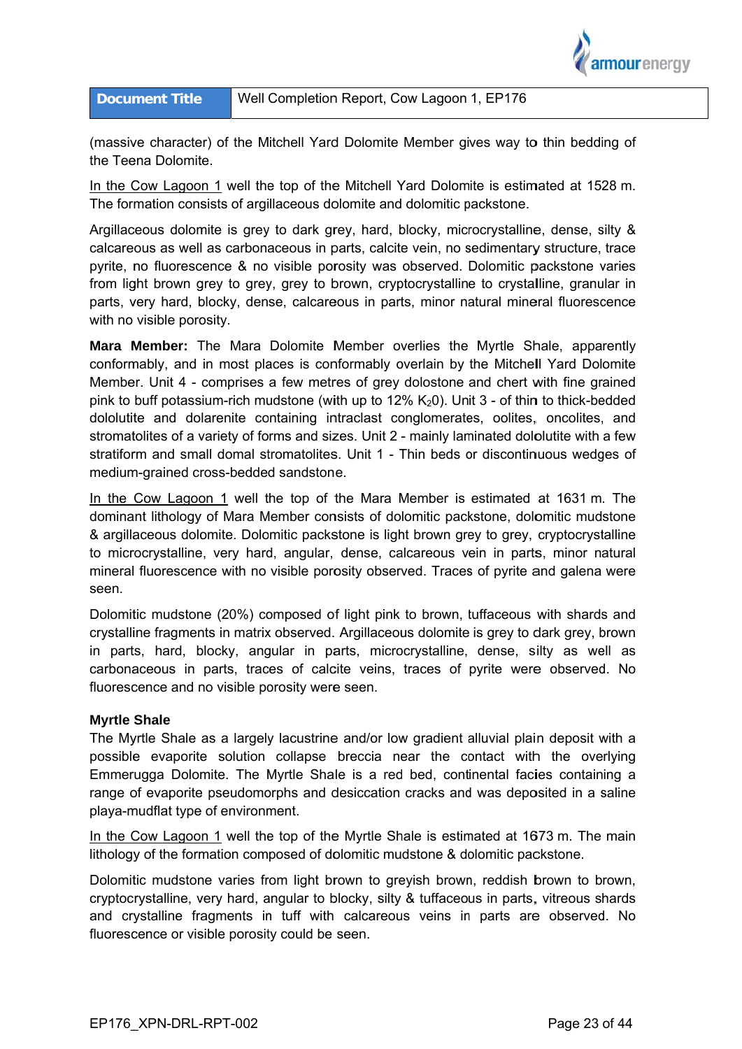(massive character) of the Mitchell Yard Dolomite Member gives way to thin bedding of the Teena Dolomite.

In the Cow Lagoon 1 well the top of the Mitchell Yard Dolomite is estimated at 1528 m. The formation consists of argillaceous dolomite and dolomitic packstone.

Argillaceous dolomite is grey to dark grey, hard, blocky, microcrystalline, dense, silty & calcareous as well as carbonaceous in parts, calcite vein, no sedimentary structure, trace pyrite, no fluorescence & no visible porosity was observed. Dolomitic packstone varies from light brown grey to grey, grey to brown, cryptocrystalline to crystalline, granular in parts, very hard, blocky, dense, calcareous in parts, minor natural mineral fluorescence with no visible porosity.

**Mara Member:** The Mara Dolomite Member overlies the Myrtle Shale, apparently conformably, and in most places is conformably overlain by the Mitchell Yard Dolomite Member. Unit 4 - comprises a few metres of grey dolostone and chert with fine grained pink to buff potassium-rich mudstone (with up to 12% $K_2O$). Unit 3 - of thin to thick-bedded dololutite and dolarenite containing intraclast conglomerates, oolites, oncolites, and stromatolites of a variety of forms and sizes. Unit 2 - mainly laminated dololutite with a few stratiform and small domal stromatolites. Unit 1 - Thin beds or discontinuous wedges of medium-grained cross-bedded sandstone.

In the Cow Lagoon 1 well the top of the Mara Member is estimated at 1631 m. The dominant lithology of Mara Member consists of dolomitic packstone, dolomitic mudstone & argillaceous dolomite. Dolomitic packstone is light brown grey to grey, cryptocrystalline to microcrystalline, very hard, angular, dense, calcareous vein in parts, minor natural mineral fluorescence with no visible porosity observed. Traces of pyrite and galena were seen.

Dolomitic mudstone (20%) composed of light pink to brown, tuffaceous with shards and crystalline fragments in matrix observed. Argillaceous dolomite is grey to dark grey, brown in parts, hard, blocky, angular in parts, microcrystalline, dense, silty as well as carbonaceous in parts, traces of calcite veins, traces of pyrite were observed. No fluorescence and no visible porosity were seen.

#### Myrtle Shale

The Myrtle Shale as a largely lacustrine and/or low gradient alluvial plain deposit with a possible evaporite solution collapse breccia near the contact with the overlying Emmerugga Dolomite. The Myrtle Shale is a red bed, continental facies containing a range of evaporite pseudomorphs and desiccation cracks and was deposited in a saline playa-mudflat type of environment.

In the Cow Lagoon 1 well the top of the Myrtle Shale is estimated at 1673 m. The main lithology of the formation composed of dolomitic mudstone & dolomitic packstone.

Dolomitic mudstone varies from light brown to greyish brown, reddish brown to brown, cryptocrystalline, very hard, angular to blocky, silty & tuffaceous in parts, vitreous shards and crystalline fragments in tuff with calcareous veins in parts are observed. No fluorescence or visible porosity could be seen.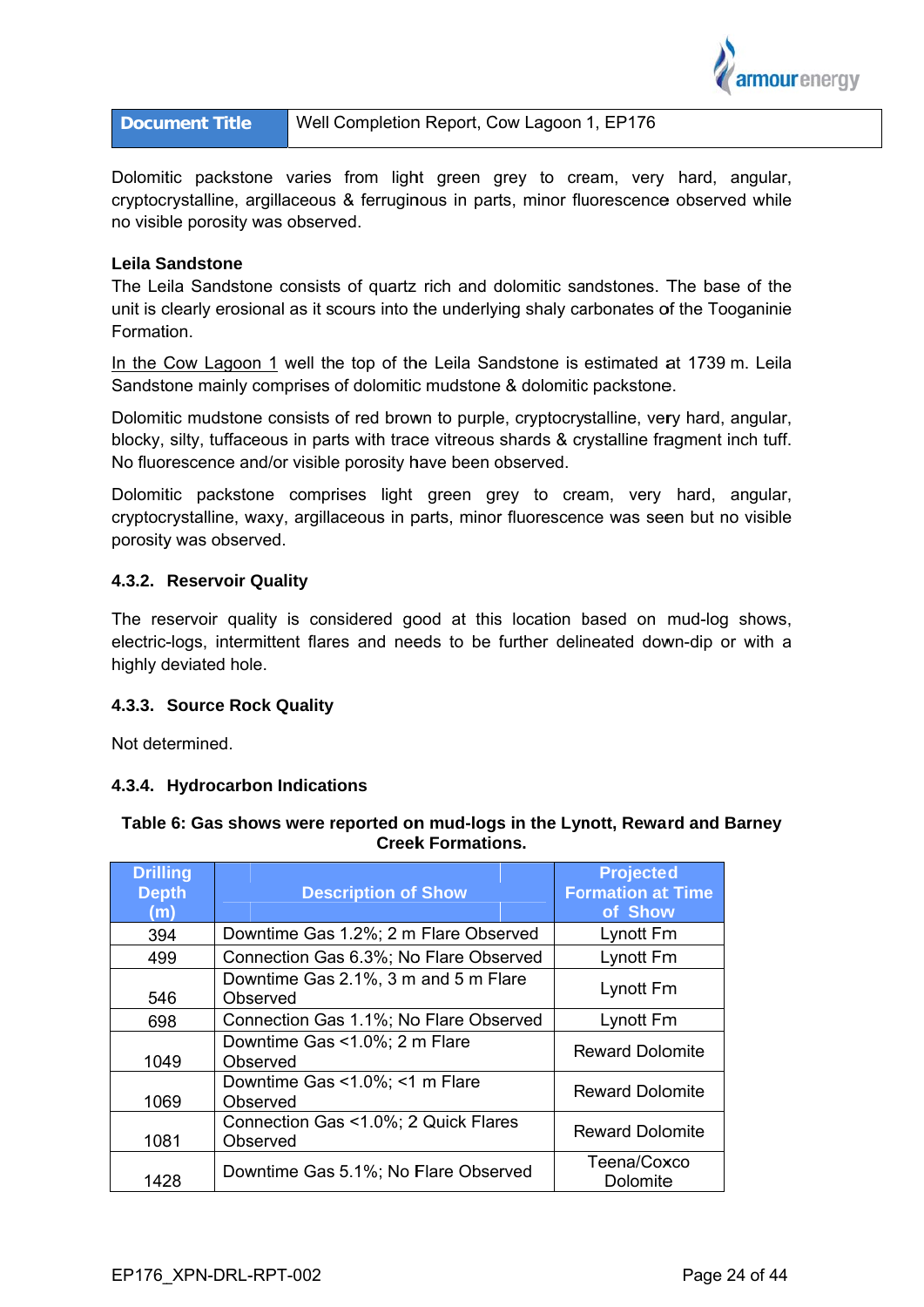Dolomitic packstone varies from light green grey to cream, very hard, angular, cryptocrystalline, argillaceous & ferruginous in parts, minor fluorescence observed while no visible porosity was observed.

**Leila Sandstone**

The Leila Sandstone consists of quartz rich and dolomitic sandstones. The base of the unit is clearly erosional as it scours into the underlying shaly carbonates of the Tooganinie Formation.

In the Cow Lagoon 1 well the top of the Leila Sandstone is estimated at 1739 m. Leila Sandstone mainly comprises of dolomitic mudstone & dolomitic packstone.

Dolomitic mudstone consists of red brown to purple, cryptocrystalline, very hard, angular, blocky, silty, tuffaceous in parts with trace vitreous shards & crystalline fragment inch tuff. No fluorescence and/or visible porosity have been observed.

Dolomitic packstone comprises light green grey to cream, very hard, angular, cryptocrystalline, waxy, argillaceous in parts, minor fluorescence was seen but no visible porosity was observed.

### 4.3.2. Reservoir Quality

The reservoir quality is considered good at this location based on mud-log shows, electric-logs, intermittent flares and needs to be further delineated down-dip or with a highly deviated hole.

### 4.3.3. Source Rock Quality

Not determined.

### 4.3.4. Hydrocarbon Indications

**Table 6: Gas shows were reported on mud-logs in the Lynott, Reward and Barney Creek Formations.**

| Drilling Depth (m) | Description of Show | Projected Formation at Time of Show |
|---|---|---|
| 394 | Downtime Gas 1.2%; 2 m Flare Observed | Lynott Fm |
| 499 | Connection Gas 6.3%; No Flare Observed | Lynott Fm |
| 546 | Downtime Gas 2.1%, 3 m and 5 m Flare Observed | Lynott Fm |
| 698 | Connection Gas 1.1%; No Flare Observed | Lynott Fm |
| 1049 | Downtime Gas <1.0%; 2 m Flare Observed | Reward Dolomite |
| 1069 | Downtime Gas <1.0%; <1 m Flare Observed | Reward Dolomite |
| 1081 | Connection Gas <1.0%; 2 Quick Flares Observed | Reward Dolomite |
| 1428 | Downtime Gas 5.1%; No Flare Observed | Teena/Coxco Dolomite |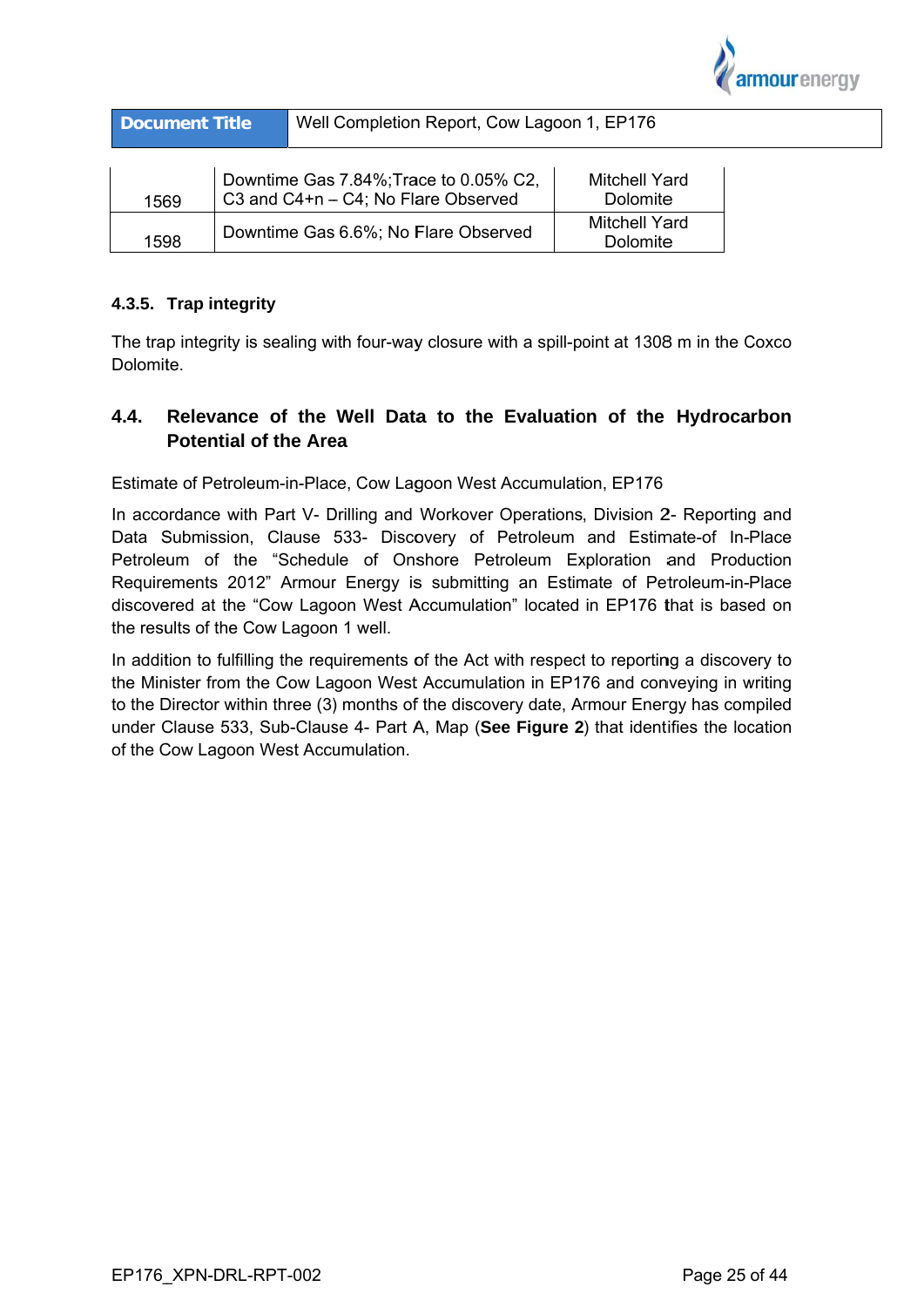| | | |
|---|---|---|
| 1569 | Downtime Gas 7.84%;Trace to 0.05% C2, C3 and C4+n – C4; No Flare Observed | Mitchell Yard Dolomite |
| 1598 | Downtime Gas 6.6%; No Flare Observed | Mitchell Yard Dolomite |

#### 4.3.5. Trap integrity

The trap integrity is sealing with four-way closure with a spill-point at 1308 m in the Coxco Dolomite.

### 4.4. Relevance of the Well Data to the Evaluation of the Hydrocarbon Potential of the Area

Estimate of Petroleum-in-Place, Cow Lagoon West Accumulation, EP176

In accordance with Part V- Drilling and Workover Operations, Division 2- Reporting and Data Submission, Clause 533- Discovery of Petroleum and Estimate-of In-Place Petroleum of the "Schedule of Onshore Petroleum Exploration and Production Requirements 2012" Armour Energy is submitting an Estimate of Petroleum-in-Place discovered at the "Cow Lagoon West Accumulation" located in EP176 that is based on the results of the Cow Lagoon 1 well.

In addition to fulfilling the requirements of the Act with respect to reporting a discovery to the Minister from the Cow Lagoon West Accumulation in EP176 and conveying in writing to the Director within three (3) months of the discovery date, Armour Energy has compiled under Clause 533, Sub-Clause 4- Part A, Map (**See Figure 2**) that identifies the location of the Cow Lagoon West Accumulation.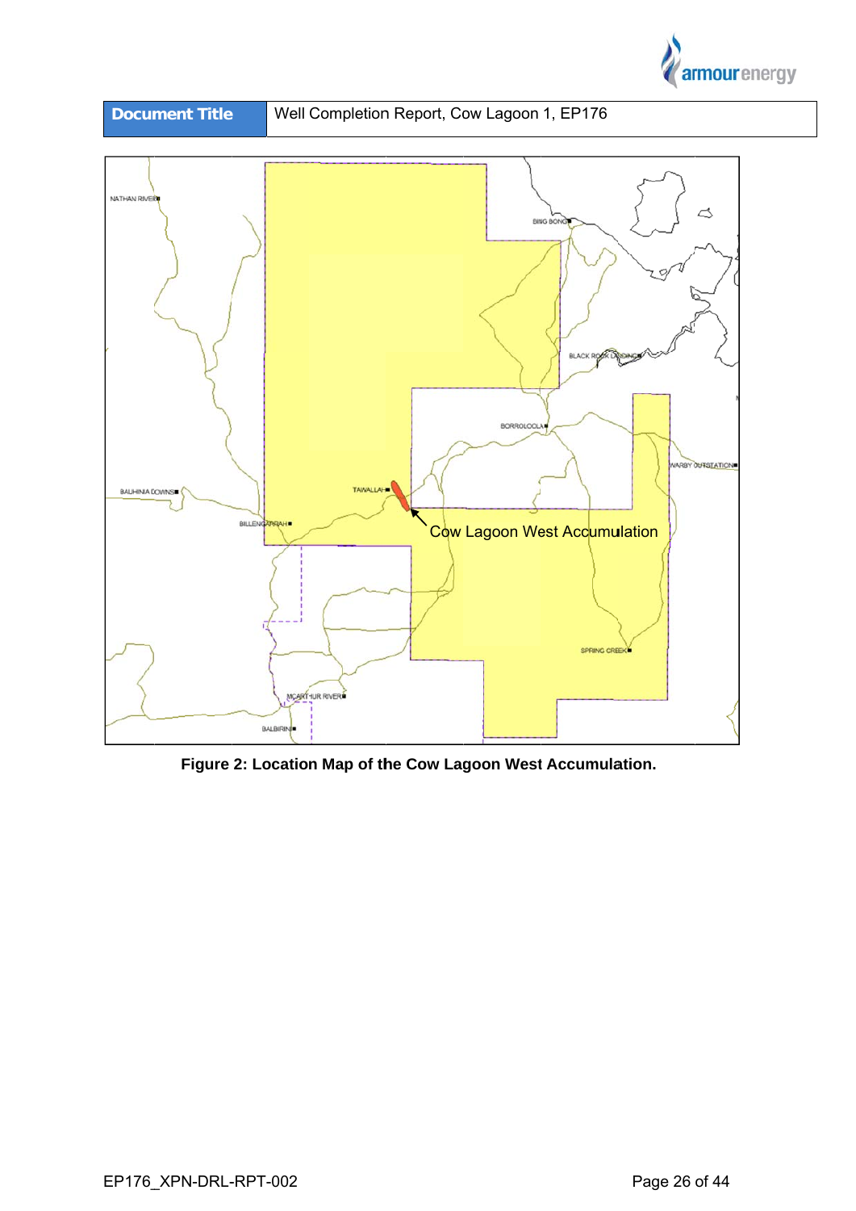Figure 2: Location Map of the Cow Lagoon West Accumulation.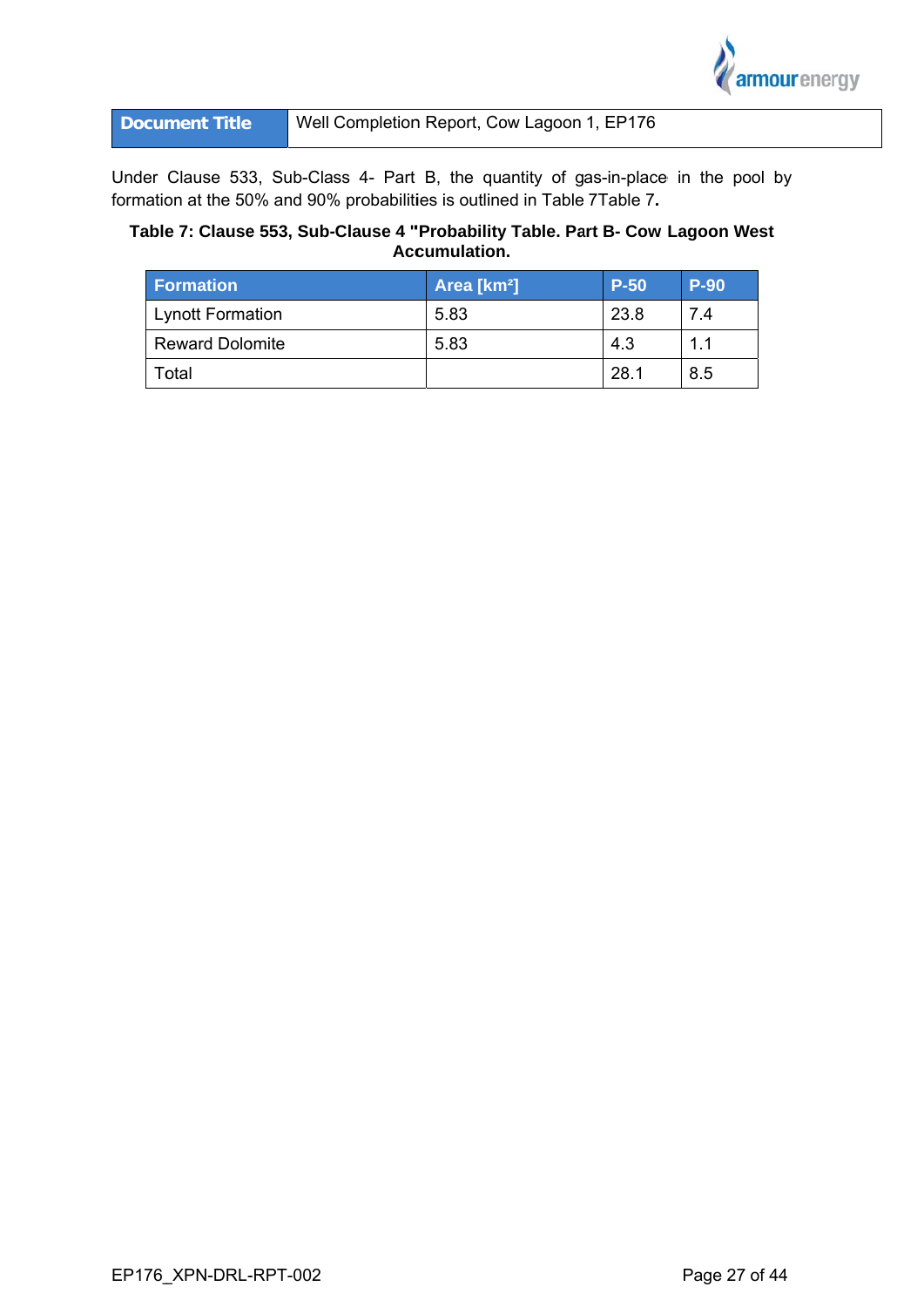| Document Title | Well Completion Report, Cow Lagoon 1, EP176 |
| --- | --- |

Under Clause 533, Sub-Class 4- Part B, the quantity of gas-in-place in the pool by formation at the 50% and 90% probabilities is outlined in Table 7Table 7.

**Table 7: Clause 553, Sub-Clause 4 "Probability Table. Part B- Cow Lagoon West Accumulation.**

| Formation | Area [km²] | P-50 | P-90 |
| --- | --- | --- | --- |
| Lynott Formation | 5.83 | 23.8 | 7.4 |
| Reward Dolomite | 5.83 | 4.3 | 1.1 |
| Total | | 28.1 | 8.5 |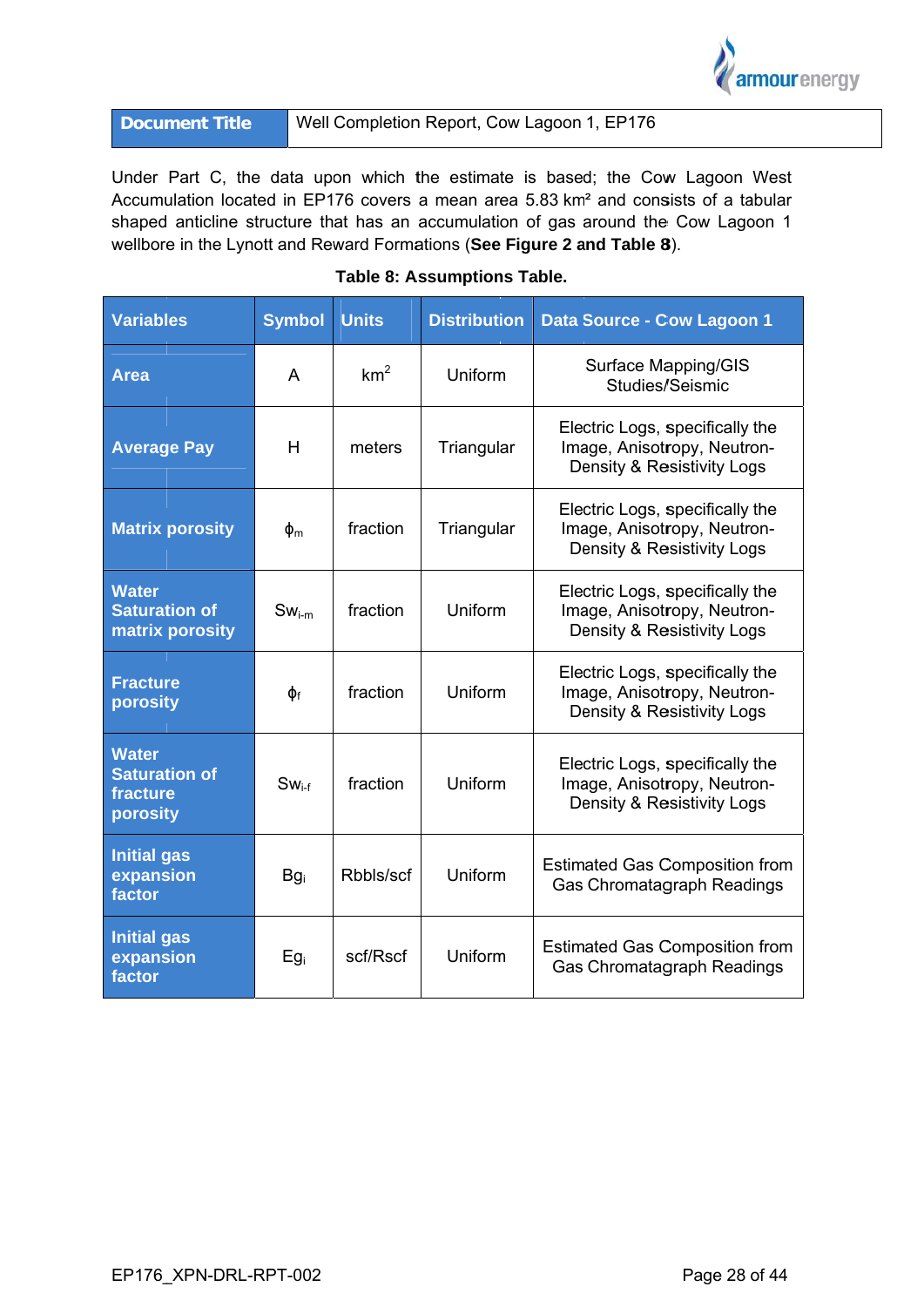| Document Title | Well Completion Report, Cow Lagoon 1, EP176 |
|---|---|

Under Part C, the data upon which the estimate is based; the Cow Lagoon West Accumulation located in EP176 covers a mean area 5.83 km² and consists of a tabular shaped anticline structure that has an accumulation of gas around the Cow Lagoon 1 wellbore in the Lynott and Reward Formations (**See Figure 2 and Table 8**).

**Table 8: Assumptions Table.**

| Variables | Symbol | Units | Distribution | Data Source - Cow Lagoon 1 |
|---|---|---|---|---|
| **Area** | A | $km^2$ | Uniform | Surface Mapping/GIS Studies/Seismic |
| **Average Pay** | H | meters | Triangular | Electric Logs, specifically the Image, Anisotropy, Neutron-Density & Resistivity Logs |
| **Matrix porosity** | $\phi_m$ | fraction | Triangular | Electric Logs, specifically the Image, Anisotropy, Neutron-Density & Resistivity Logs |
| **Water Saturation of matrix porosity** | $Sw_{i\text{-}m}$ | fraction | Uniform | Electric Logs, specifically the Image, Anisotropy, Neutron-Density & Resistivity Logs |
| **Fracture porosity** | $\phi_f$ | fraction | Uniform | Electric Logs, specifically the Image, Anisotropy, Neutron-Density & Resistivity Logs |
| **Water Saturation of fracture porosity** | $Sw_{i\text{-}f}$ | fraction | Uniform | Electric Logs, specifically the Image, Anisotropy, Neutron-Density & Resistivity Logs |
| **Initial gas expansion factor** | $Bg_i$ | Rbbls/scf | Uniform | Estimated Gas Composition from Gas Chromatagraph Readings |
| **Initial gas expansion factor** | $Eg_i$ | scf/Rscf | Uniform | Estimated Gas Composition from Gas Chromatagraph Readings |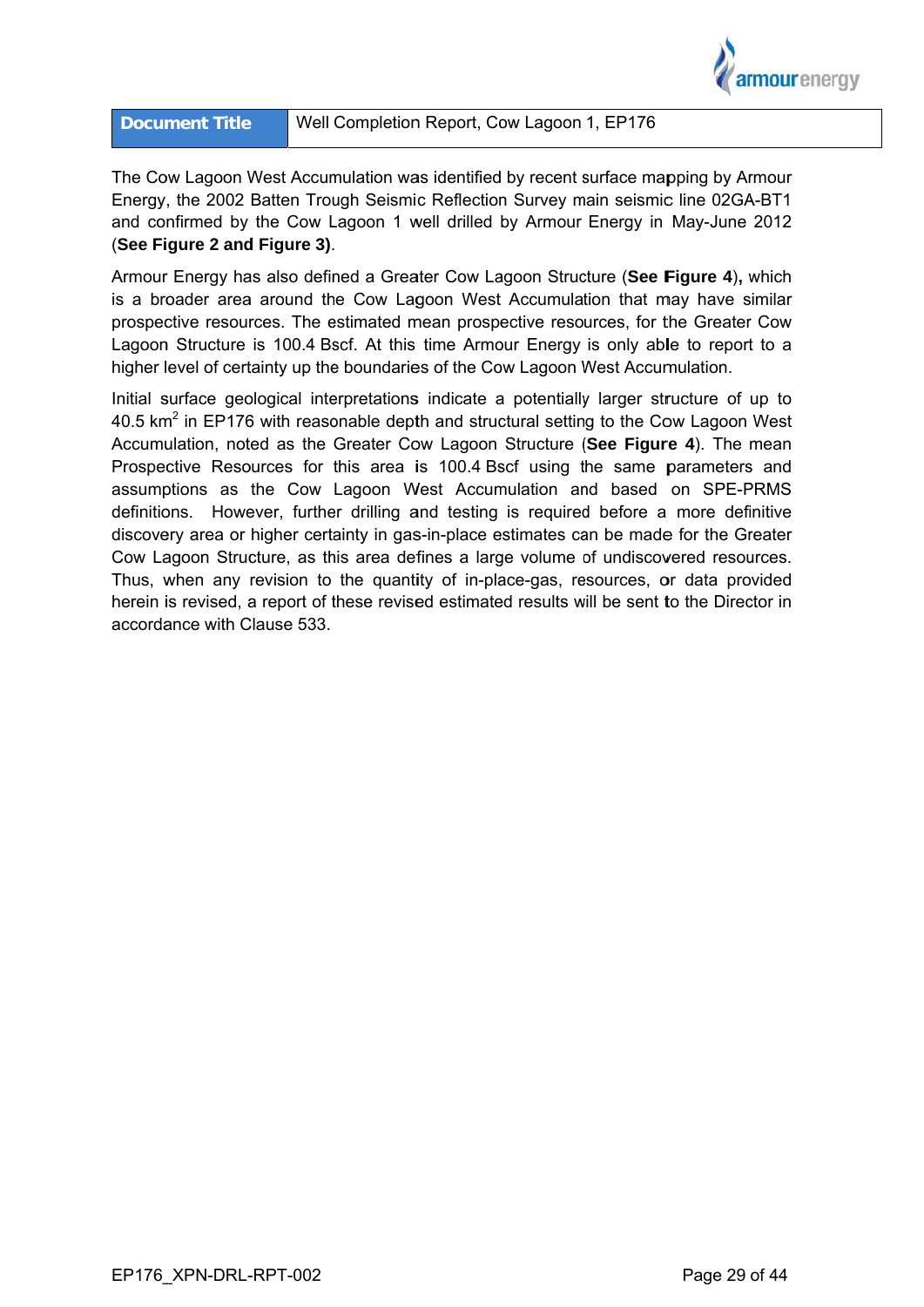| Document Title | Well Completion Report, Cow Lagoon 1, EP176 |
|---|---|

The Cow Lagoon West Accumulation was identified by recent surface mapping by Armour Energy, the 2002 Batten Trough Seismic Reflection Survey main seismic line 02GA-BT1 and confirmed by the Cow Lagoon 1 well drilled by Armour Energy in May-June 2012 (**See Figure 2 and Figure 3)**.

Armour Energy has also defined a Greater Cow Lagoon Structure (**See Figure 4**)**,** which is a broader area around the Cow Lagoon West Accumulation that may have similar prospective resources. The estimated mean prospective resources, for the Greater Cow Lagoon Structure is 100.4 Bscf. At this time Armour Energy is only able to report to a higher level of certainty up the boundaries of the Cow Lagoon West Accumulation.

Initial surface geological interpretations indicate a potentially larger structure of up to 40.5 km$^2$ in EP176 with reasonable depth and structural setting to the Cow Lagoon West Accumulation, noted as the Greater Cow Lagoon Structure (**See Figure 4**). The mean Prospective Resources for this area is 100.4 Bscf using the same parameters and assumptions as the Cow Lagoon West Accumulation and based on SPE-PRMS definitions. However, further drilling and testing is required before a more definitive discovery area or higher certainty in gas-in-place estimates can be made for the Greater Cow Lagoon Structure, as this area defines a large volume of undiscovered resources. Thus, when any revision to the quantity of in-place-gas, resources, or data provided herein is revised, a report of these revised estimated results will be sent to the Director in accordance with Clause 533.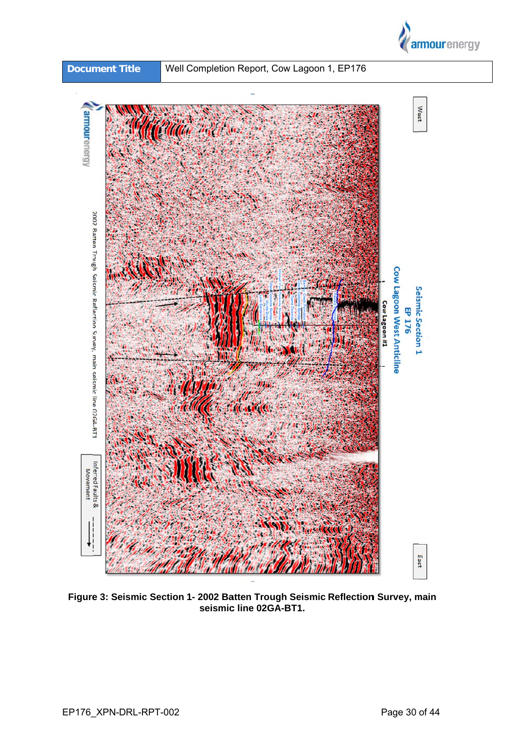| Document Title | Well Completion Report, Cow Lagoon 1, EP176 |
| --- | --- |

Figure 3: Seismic Section 1- 2002 Batten Trough Seismic Reflection Survey, main seismic line 02GA-BT1.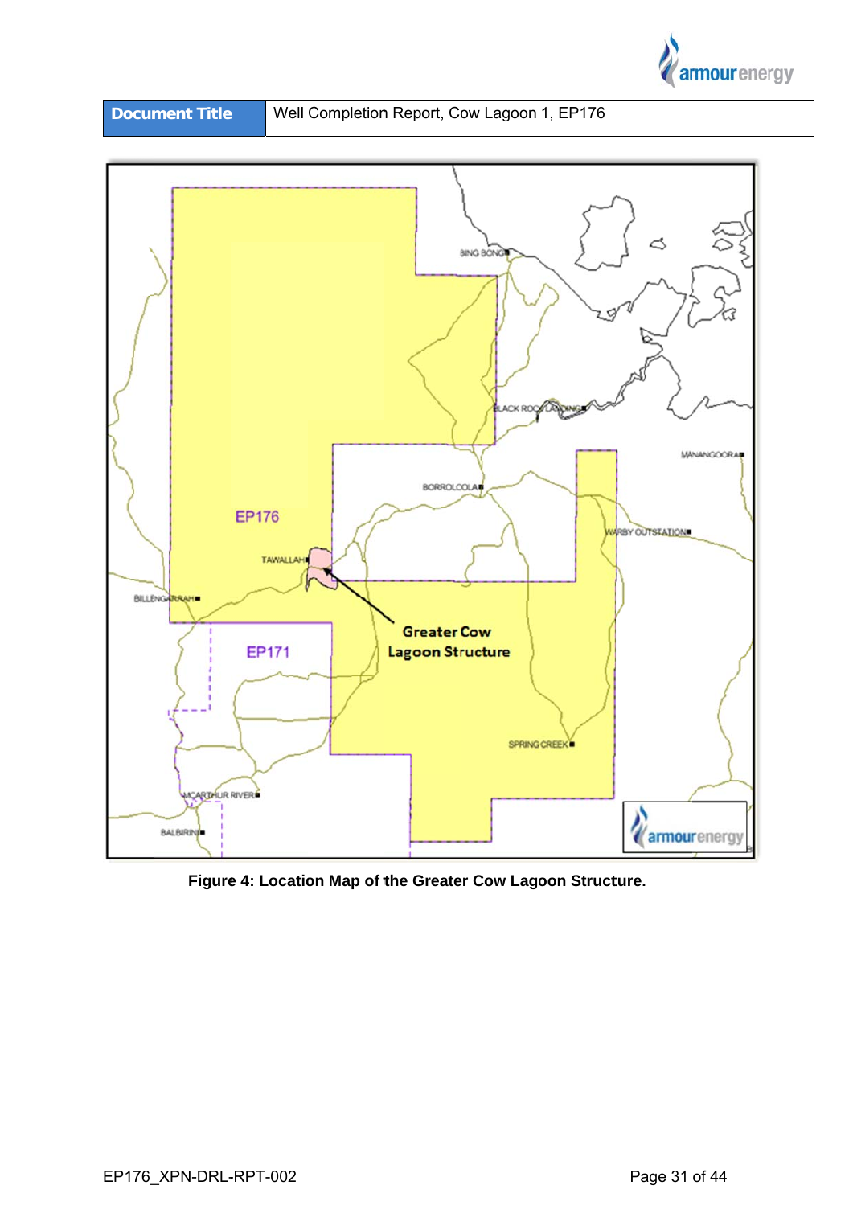Figure 4: Location Map of the Greater Cow Lagoon Structure.